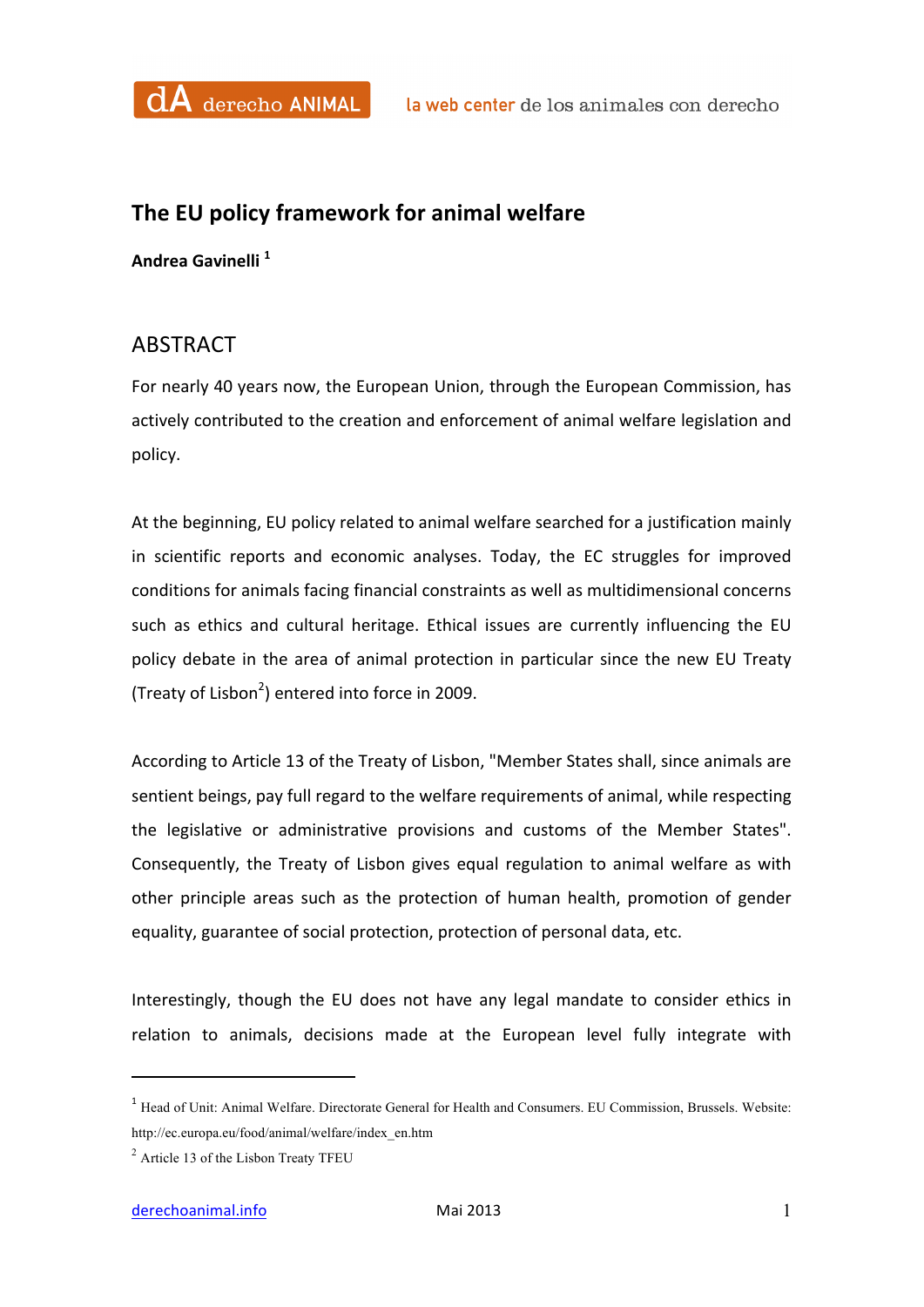# The EU policy framework for animal welfare

**Andrea Gavinelli** [1]

## ABSTRACT

For nearly 40 years now, the European Union, through the European Commission, has actively contributed to the creation and enforcement of animal welfare legislation and policy.

At the beginning, EU policy related to animal welfare searched for a justification mainly in scientific reports and economic analyses. Today, the EC struggles for improved conditions for animals facing financial constraints as well as multidimensional concerns such as ethics and cultural heritage. Ethical issues are currently influencing the EU policy debate in the area of animal protection in particular since the new EU Treaty (Treaty of Lisbon[2]) entered into force in 2009.

According to Article 13 of the Treaty of Lisbon, "Member States shall, since animals are sentient beings, pay full regard to the welfare requirements of animal, while respecting the legislative or administrative provisions and customs of the Member States". Consequently, the Treaty of Lisbon gives equal regulation to animal welfare as with other principle areas such as the protection of human health, promotion of gender equality, guarantee of social protection, protection of personal data, etc.

Interestingly, though the EU does not have any legal mandate to consider ethics in relation to animals, decisions made at the European level fully integrate with

---

[1] Head of Unit: Animal Welfare. Directorate General for Health and Consumers. EU Commission, Brussels. Website: http://ec.europa.eu/food/animal/welfare/index_en.htm

[2] Article 13 of the Lisbon Treaty TFEU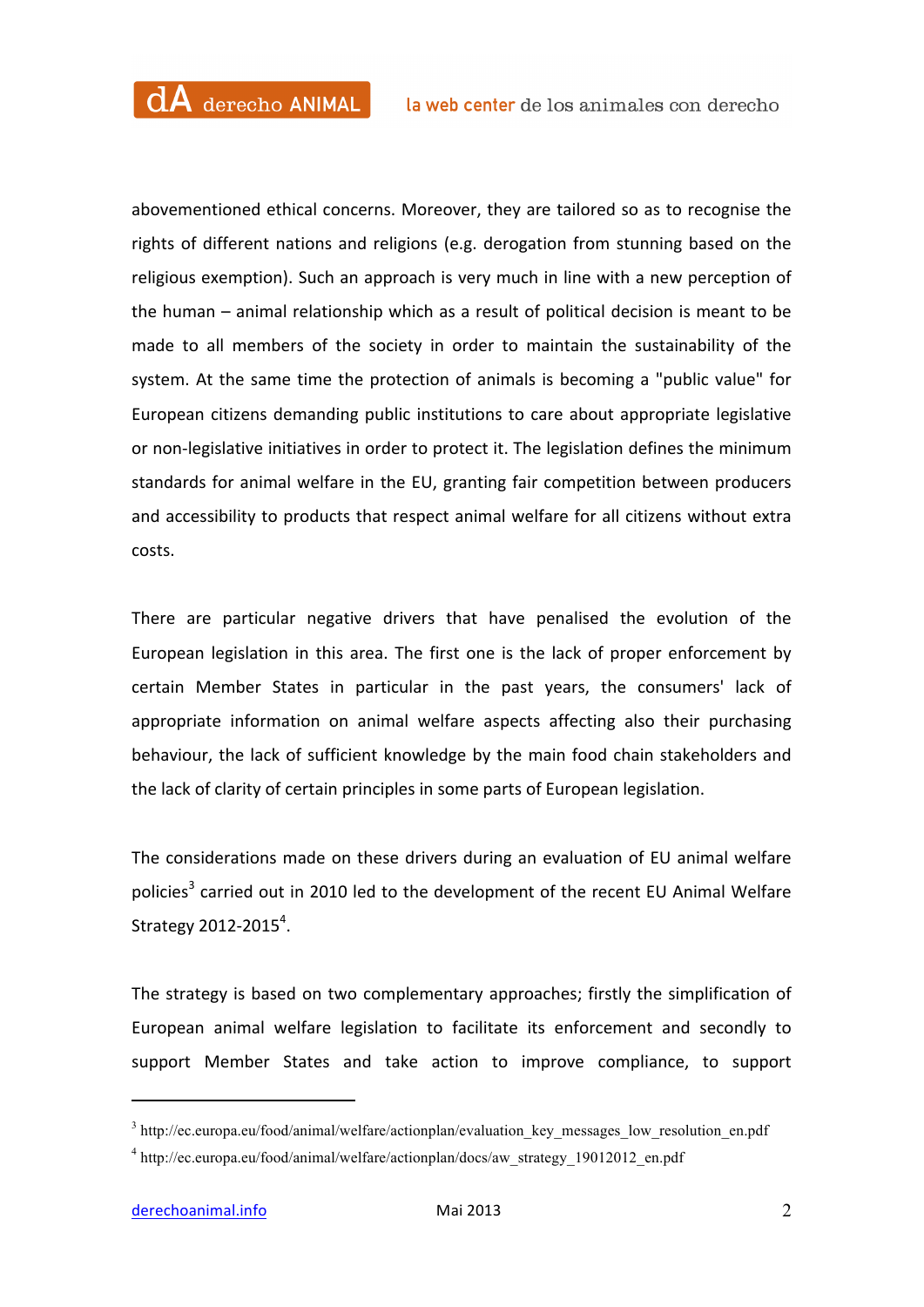abovementioned ethical concerns. Moreover, they are tailored so as to recognise the rights of different nations and religions (e.g. derogation from stunning based on the religious exemption). Such an approach is very much in line with a new perception of the human – animal relationship which as a result of political decision is meant to be made to all members of the society in order to maintain the sustainability of the system. At the same time the protection of animals is becoming a "public value" for European citizens demanding public institutions to care about appropriate legislative or non-legislative initiatives in order to protect it. The legislation defines the minimum standards for animal welfare in the EU, granting fair competition between producers and accessibility to products that respect animal welfare for all citizens without extra costs.

There are particular negative drivers that have penalised the evolution of the European legislation in this area. The first one is the lack of proper enforcement by certain Member States in particular in the past years, the consumers' lack of appropriate information on animal welfare aspects affecting also their purchasing behaviour, the lack of sufficient knowledge by the main food chain stakeholders and the lack of clarity of certain principles in some parts of European legislation.

The considerations made on these drivers during an evaluation of EU animal welfare policies[3] carried out in 2010 led to the development of the recent EU Animal Welfare Strategy 2012-2015[4].

The strategy is based on two complementary approaches; firstly the simplification of European animal welfare legislation to facilitate its enforcement and secondly to support Member States and take action to improve compliance, to support

---

[3] http://ec.europa.eu/food/animal/welfare/actionplan/evaluation_key_messages_low_resolution_en.pdf

[4] http://ec.europa.eu/food/animal/welfare/actionplan/docs/aw_strategy_19012012_en.pdf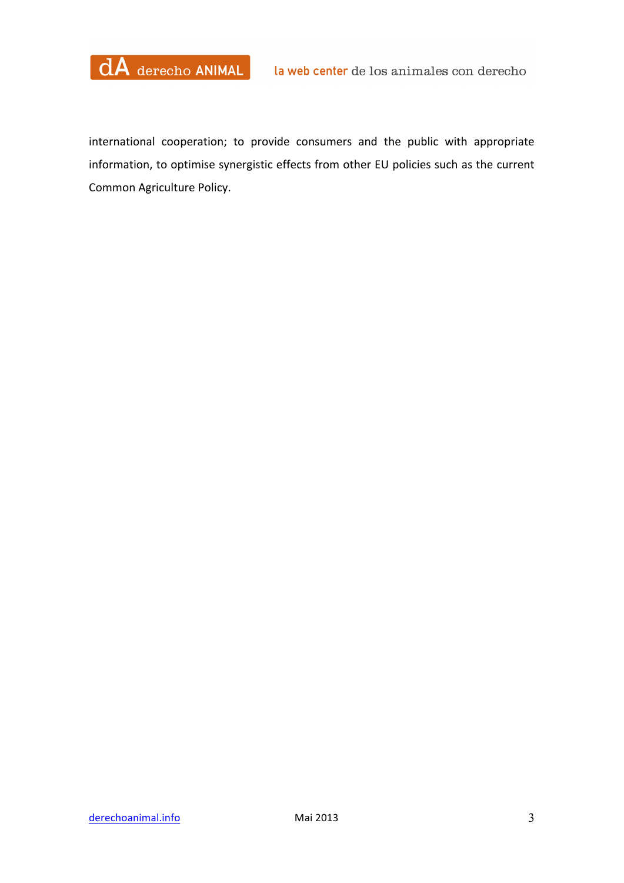international cooperation; to provide consumers and the public with appropriate information, to optimise synergistic effects from other EU policies such as the current Common Agriculture Policy.